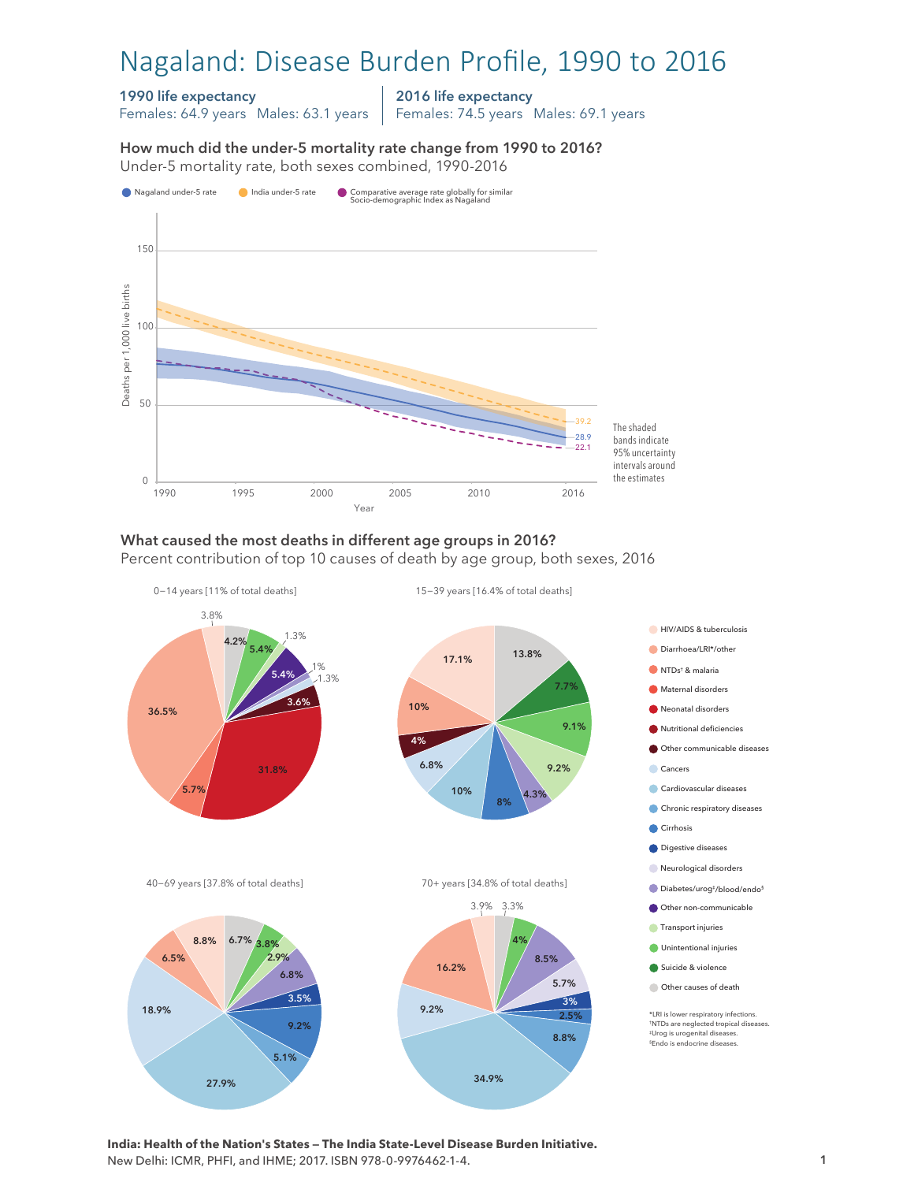# Nagaland: Disease Burden Profile, 1990 to 2016

**1990 life expectancy**
Females: 64.9 years Males: 63.1 years

**2016 life expectancy**
Females: 74.5 years Males: 69.1 years

### How much did the under-5 mortality rate change from 1990 to 2016?

Under-5 mortality rate, both sexes combined, 1990-2016

Nagaland under-5 rate | India under-5 rate | Comparative average rate globally for similar Socio-demographic Index as Nagaland

Deaths per 1,000 live births

2016: India 39.2; Nagaland 28.9; Comparative 22.1

The shaded bands indicate 95% uncertainty intervals around the estimates

### What caused the most deaths in different age groups in 2016?

Percent contribution of top 10 causes of death by age group, both sexes, 2016

0–14 years [11% of total deaths]: Diarrhoea/LRI*/other 36.5%; Neonatal disorders 31.8%; NTDs & malaria 5.7%; Other non-communicable 5.4%; Unintentional injuries 5.4%; Other causes of death 4.2%; HIV/AIDS & tuberculosis 3.8%; Other communicable diseases 3.6%; Transport injuries 1.3%; Cancers 1.3%; Diabetes/urog/blood/endo 1%

15–39 years [16.4% of total deaths]: HIV/AIDS & tuberculosis 17.1%; Other causes of death 13.8%; Diarrhoea/LRI*/other 10%; Cardiovascular diseases 10%; Transport injuries 9.2%; Unintentional injuries 9.1%; Cirrhosis 8%; Suicide & violence 7.7%; Cancers 6.8%; Diabetes/urog/blood/endo 4.3%; Other communicable diseases 4%

40–69 years [37.8% of total deaths]: Cardiovascular diseases 27.9%; Cancers 18.9%; Cirrhosis 9.2%; HIV/AIDS & tuberculosis 8.8%; Diabetes/urog/blood/endo 6.8%; Other causes of death 6.7%; Diarrhoea/LRI*/other 6.5%; Chronic respiratory diseases 5.1%; Unintentional injuries 3.8%; Digestive diseases 3.5%; Transport injuries 2.9%

70+ years [34.8% of total deaths]: Cardiovascular diseases 34.9%; Diarrhoea/LRI*/other 16.2%; Cancers 9.2%; Chronic respiratory diseases 8.8%; Diabetes/urog/blood/endo 8.5%; Neurological disorders 5.7%; Unintentional injuries 4%; HIV/AIDS & tuberculosis 3.9%; Other causes of death 3.3%; Digestive diseases 3%; Cirrhosis 2.5%

Legend: HIV/AIDS & tuberculosis; Diarrhoea/LRI*/other; NTDs† & malaria; Maternal disorders; Neonatal disorders; Nutritional deficiencies; Other communicable diseases; Cancers; Cardiovascular diseases; Chronic respiratory diseases; Cirrhosis; Digestive diseases; Neurological disorders; Diabetes/urog‡/blood/endo§; Other non-communicable; Transport injuries; Unintentional injuries; Suicide & violence; Other causes of death

*LRI is lower respiratory infections.
†NTDs are neglected tropical diseases.
‡Urog is urogenital diseases.
§Endo is endocrine diseases.

**India: Health of the Nation's States — The India State-Level Disease Burden Initiative.**
New Delhi: ICMR, PHFI, and IHME; 2017. ISBN 978-0-9976462-1-4.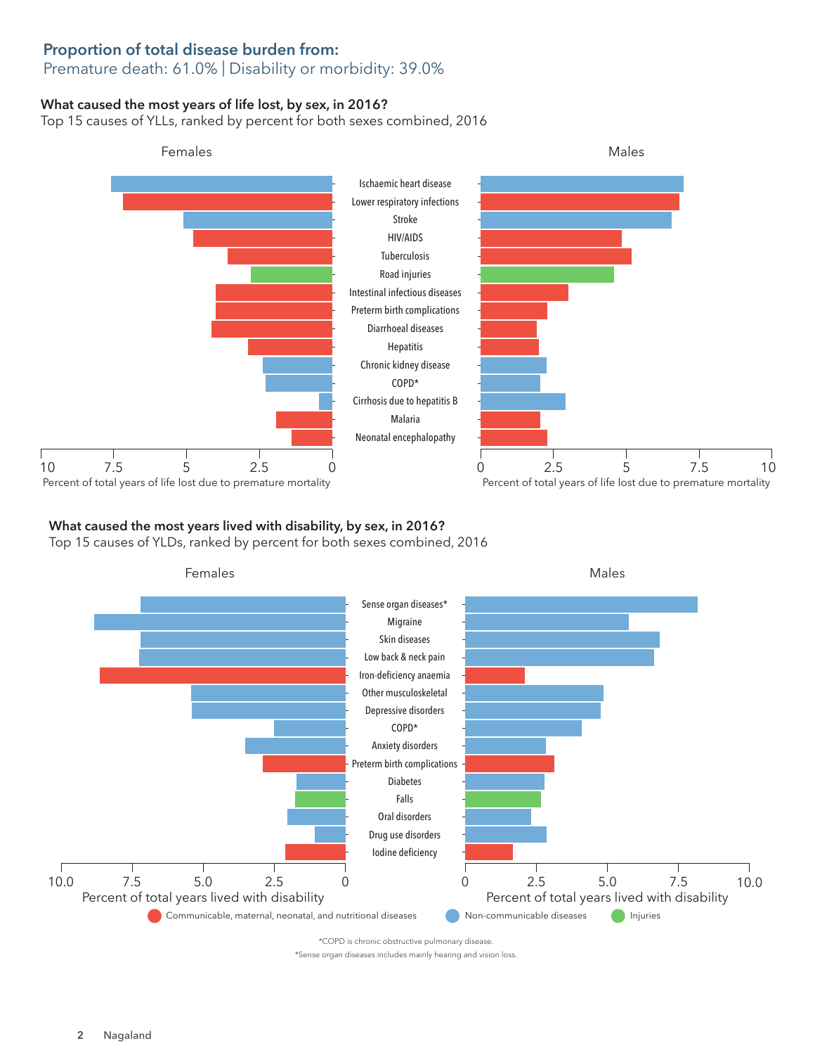## Proportion of total disease burden from:

Premature death: 61.0% | Disability or morbidity: 39.0%

### What caused the most years of life lost, by sex, in 2016?

Top 15 causes of YLLs, ranked by percent for both sexes combined, 2016

Females | Males

- Ischaemic heart disease
- Lower respiratory infections
- Stroke
- HIV/AIDS
- Tuberculosis
- Road injuries
- Intestinal infectious diseases
- Preterm birth complications
- Diarrhoeal diseases
- Hepatitis
- Chronic kidney disease
- COPD*
- Cirrhosis due to hepatitis B
- Malaria
- Neonatal encephalopathy

Percent of total years of life lost due to premature mortality (0–10)

### What caused the most years lived with disability, by sex, in 2016?

Top 15 causes of YLDs, ranked by percent for both sexes combined, 2016

Females | Males

- Sense organ diseases*
- Migraine
- Skin diseases
- Low back & neck pain
- Iron-deficiency anaemia
- Other musculoskeletal
- Depressive disorders
- COPD*
- Anxiety disorders
- Preterm birth complications
- Diabetes
- Falls
- Oral disorders
- Drug use disorders
- Iodine deficiency

Percent of total years lived with disability (0–10.0)

Communicable, maternal, neonatal, and nutritional diseases | Non-communicable diseases | Injuries

*COPD is chronic obstructive pulmonary disease.

*Sense organ diseases includes mainly hearing and vision loss.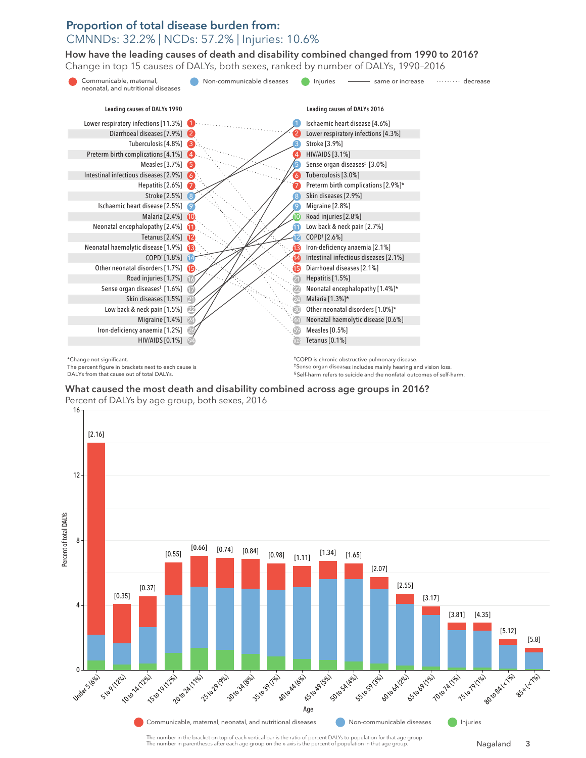## Proportion of total disease burden from:

CMNNDs: 32.2% | NCDs: 57.2% | Injuries: 10.6%

### How have the leading causes of death and disability combined changed from 1990 to 2016?

Change in top 15 causes of DALYs, both sexes, ranked by number of DALYs, 1990–2016

Legend: Communicable, maternal, neonatal, and nutritional diseases; Non-communicable diseases; Injuries; ——— same or increase; ········ decrease

| Leading causes of DALYs 1990 | Rank | Rank | Leading causes of DALYs 2016 |
|---|---|---|---|
| Lower respiratory infections [11.3%] | 1 | 1 | Ischaemic heart disease [4.6%] |
| Diarrhoeal diseases [7.9%] | 2 | 2 | Lower respiratory infections [4.3%] |
| Tuberculosis [4.8%] | 3 | 3 | Stroke [3.9%] |
| Preterm birth complications [4.1%] | 4 | 4 | HIV/AIDS [3.1%] |
| Measles [3.7%] | 5 | 5 | Sense organ diseases‡ [3.0%] |
| Intestinal infectious diseases [2.9%] | 6 | 6 | Tuberculosis [3.0%] |
| Hepatitis [2.6%] | 7 | 7 | Preterm birth complications [2.9%]* |
| Stroke [2.5%] | 8 | 8 | Skin diseases [2.9%] |
| Ischaemic heart disease [2.5%] | 9 | 9 | Migraine [2.8%] |
| Malaria [2.4%] | 10 | 10 | Road injuries [2.8%] |
| Neonatal encephalopathy [2.4%] | 11 | 11 | Low back & neck pain [2.7%] |
| Tetanus [2.4%] | 12 | 12 | COPD† [2.6%] |
| Neonatal haemolytic disease [1.9%] | 13 | 13 | Iron-deficiency anaemia [2.1%] |
| COPD† [1.8%] | 14 | 14 | Intestinal infectious diseases [2.1%] |
| Other neonatal disorders [1.7%] | 15 | 15 | Diarrhoeal diseases [2.1%] |
| Road injuries [1.7%] | 16 | 21 | Hepatitis [1.5%] |
| Sense organ diseases‡ [1.6%] | 17 | 22 | Neonatal encephalopathy [1.4%]* |
| Skin diseases [1.5%] | 21 | 24 | Malaria [1.3%]* |
| Low back & neck pain [1.5%] | 22 | 30 | Other neonatal disorders [1.0%]* |
| Migraine [1.4%] | 24 | 44 | Neonatal haemolytic disease [0.6%] |
| Iron-deficiency anaemia [1.2%] | 26 | 59 | Measles [0.5%] |
| HIV/AIDS [0.1%] | 94 | 103 | Tetanus [0.1%] |

*Change not significant.
The percent figure in brackets next to each cause is DALYs from that cause out of total DALYs.

†COPD is chronic obstructive pulmonary disease.
‡Sense organ diseases includes mainly hearing and vision loss.
§Self-harm refers to suicide and the nonfatal outcomes of self-harm.

### What caused the most death and disability combined across age groups in 2016?

Percent of DALYs by age group, both sexes, 2016

| Age | Ratio of percent DALYs to population |
|---|---|
| Under 5 (6%) | [2.16] |
| 5 to 9 (12%) | [0.35] |
| 10 to 14 (12%) | [0.37] |
| 15 to 19 (12%) | [0.55] |
| 20 to 24 (11%) | [0.66] |
| 25 to 29 (9%) | [0.74] |
| 30 to 34 (8%) | [0.84] |
| 35 to 39 (7%) | [0.98] |
| 40 to 44 (6%) | [1.11] |
| 45 to 49 (5%) | [1.34] |
| 50 to 54 (4%) | [1.65] |
| 55 to 59 (3%) | [2.07] |
| 60 to 64 (2%) | [2.55] |
| 65 to 69 (1%) | [3.17] |
| 70 to 74 (1%) | [3.81] |
| 75 to 79 (1%) | [4.35] |
| 80 to 84 (<1%) | [5.12] |
| 85+ (<1%) | [5.8] |

Legend: Communicable, maternal, neonatal, and nutritional diseases; Non-communicable diseases; Injuries

The number in the bracket on top of each vertical bar is the ratio of percent DALYs to population for that age group.
The number in parentheses after each age group on the x-axis is the percent of population in that age group.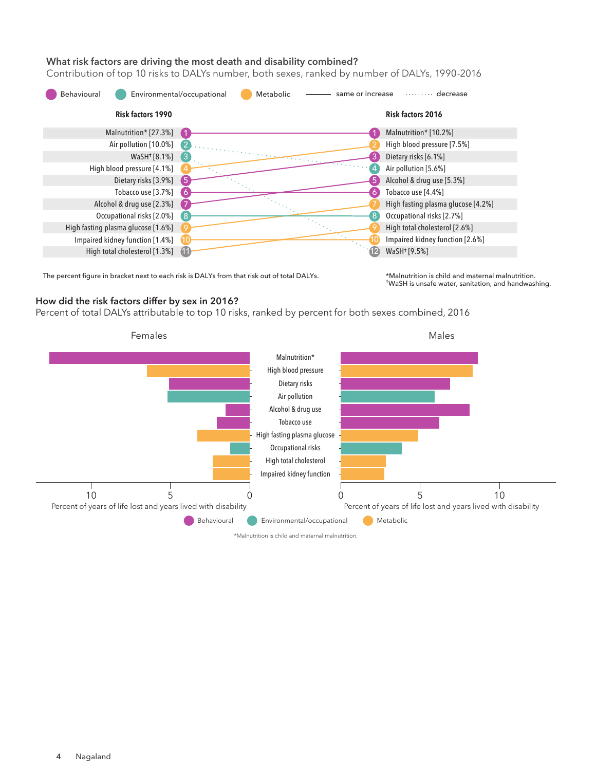### What risk factors are driving the most death and disability combined?

Contribution of top 10 risks to DALYs number, both sexes, ranked by number of DALYs, 1990-2016

Behavioural
Environmental/occupational
Metabolic
same or increase
decrease

Risk factors 1990

Malnutrition* [27.3%] 1
Air pollution [10.0%] 2
WaSH† [8.1%] 3
High blood pressure [4.1%] 4
Dietary risks [3.9%] 5
Tobacco use [3.7%] 6
Alcohol & drug use [2.3%] 7
Occupational risks [2.0%] 8
High fasting plasma glucose [1.6%] 9
Impaired kidney function [1.4%] 10
High total cholesterol [1.3%] 11

Risk factors 2016

1 Malnutrition* [10.2%]
2 High blood pressure [7.5%]
3 Dietary risks [6.1%]
4 Air pollution [5.6%]
5 Alcohol & drug use [5.3%]
6 Tobacco use [4.4%]
7 High fasting plasma glucose [4.2%]
8 Occupational risks [2.7%]
9 High total cholesterol [2.6%]
10 Impaired kidney function [2.6%]
12 WaSH† [9.5%]

The percent figure in bracket next to each risk is DALYs from that risk out of total DALYs.

*Malnutrition is child and maternal malnutrition.
†WaSH is unsafe water, sanitation, and handwashing.

### How did the risk factors differ by sex in 2016?

Percent of total DALYs attributable to top 10 risks, ranked by percent for both sexes combined, 2016

Females

Males

Malnutrition*
High blood pressure
Dietary risks
Air pollution
Alcohol & drug use
Tobacco use
High fasting plasma glucose
Occupational risks
High total cholesterol
Impaired kidney function

10
5
0
Percent of years of life lost and years lived with disability

0
5
10
Percent of years of life lost and years lived with disability

Behavioural
Environmental/occupational
Metabolic

*Malnutrition is child and maternal malnutrition.